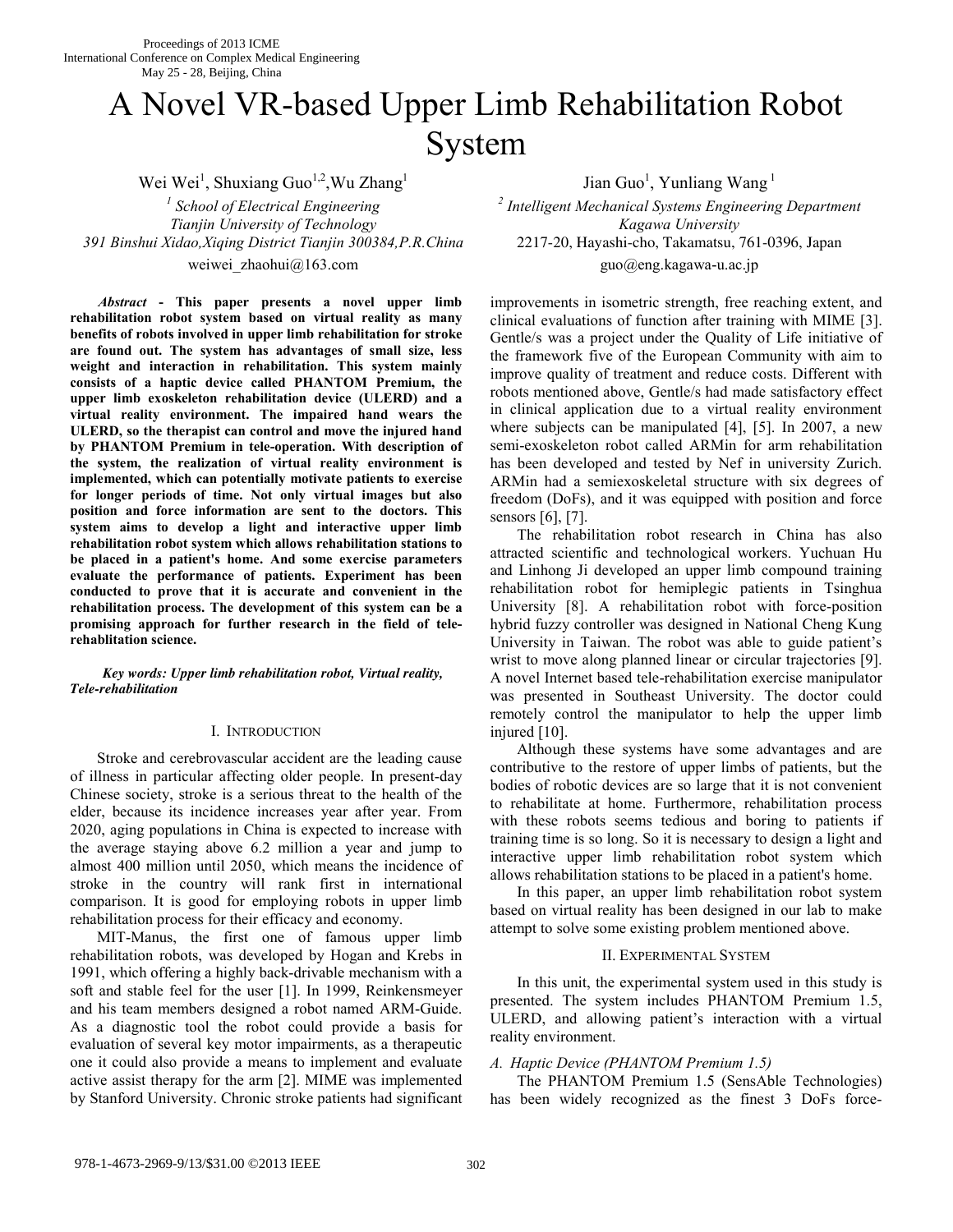Proceedings of 2013 ICME
International Conference on Complex Medical Engineering
May 25 - 28, Beijing, China

# A Novel VR-based Upper Limb Rehabilitation Robot System

Wei Wei[1], Shuxiang Guo[1,2], Wu Zhang[1]
[1] School of Electrical Engineering
Tianjin University of Technology
391 Binshui Xidao, Xiqing District Tianjin 300384, P.R.China
weiwei_zhaohui@163.com

Jian Guo[1], Yunliang Wang[1]
[2] Intelligent Mechanical Systems Engineering Department
Kagawa University
2217-20, Hayashi-cho, Takamatsu, 761-0396, Japan
guo@eng.kagawa-u.ac.jp

***Abstract* - This paper presents a novel upper limb rehabilitation robot system based on virtual reality as many benefits of robots involved in upper limb rehabilitation for stroke are found out. The system has advantages of small size, less weight and interaction in rehabilitation. This system mainly consists of a haptic device called PHANTOM Premium, the upper limb exoskeleton rehabilitation device (ULERD) and a virtual reality environment. The impaired hand wears the ULERD, so the therapist can control and move the injured hand by PHANTOM Premium in tele-operation. With description of the system, the realization of virtual reality environment is implemented, which can potentially motivate patients to exercise for longer periods of time. Not only virtual images but also position and force information are sent to the doctors. This system aims to develop a light and interactive upper limb rehabilitation robot system which allows rehabilitation stations to be placed in a patient's home. And some exercise parameters evaluate the performance of patients. Experiment has been conducted to prove that it is accurate and convenient in the rehabilitation process. The development of this system can be a promising approach for further research in the field of tele-rehablitation science.**

***Key words: Upper limb rehabilitation robot, Virtual reality, Tele-rehabilitation***

## I. Introduction

Stroke and cerebrovascular accident are the leading cause of illness in particular affecting older people. In present-day Chinese society, stroke is a serious threat to the health of the elder, because its incidence increases year after year. From 2020, aging populations in China is expected to increase with the average staying above 6.2 million a year and jump to almost 400 million until 2050, which means the incidence of stroke in the country will rank first in international comparison. It is good for employing robots in upper limb rehabilitation process for their efficacy and economy.

MIT-Manus, the first one of famous upper limb rehabilitation robots, was developed by Hogan and Krebs in 1991, which offering a highly back-drivable mechanism with a soft and stable feel for the user [1]. In 1999, Reinkensmeyer and his team members designed a robot named ARM-Guide. As a diagnostic tool the robot could provide a basis for evaluation of several key motor impairments, as a therapeutic one it could also provide a means to implement and evaluate active assist therapy for the arm [2]. MIME was implemented by Stanford University. Chronic stroke patients had significant improvements in isometric strength, free reaching extent, and clinical evaluations of function after training with MIME [3]. Gentle/s was a project under the Quality of Life initiative of the framework five of the European Community with aim to improve quality of treatment and reduce costs. Different with robots mentioned above, Gentle/s had made satisfactory effect in clinical application due to a virtual reality environment where subjects can be manipulated [4], [5]. In 2007, a new semi-exoskeleton robot called ARMin for arm rehabilitation has been developed and tested by Nef in university Zurich. ARMin had a semiexoskeletal structure with six degrees of freedom (DoFs), and it was equipped with position and force sensors [6], [7].

The rehabilitation robot research in China has also attracted scientific and technological workers. Yuchuan Hu and Linhong Ji developed an upper limb compound training rehabilitation robot for hemiplegic patients in Tsinghua University [8]. A rehabilitation robot with force-position hybrid fuzzy controller was designed in National Cheng Kung University in Taiwan. The robot was able to guide patient's wrist to move along planned linear or circular trajectories [9]. A novel Internet based tele-rehabilitation exercise manipulator was presented in Southeast University. The doctor could remotely control the manipulator to help the upper limb injured [10].

Although these systems have some advantages and are contributive to the restore of upper limbs of patients, but the bodies of robotic devices are so large that it is not convenient to rehabilitate at home. Furthermore, rehabilitation process with these robots seems tedious and boring to patients if training time is so long. So it is necessary to design a light and interactive upper limb rehabilitation robot system which allows rehabilitation stations to be placed in a patient's home.

In this paper, an upper limb rehabilitation robot system based on virtual reality has been designed in our lab to make attempt to solve some existing problem mentioned above.

## II. Experimental System

In this unit, the experimental system used in this study is presented. The system includes PHANTOM Premium 1.5, ULERD, and allowing patient's interaction with a virtual reality environment.

### *A. Haptic Device (PHANTOM Premium 1.5)*

The PHANTOM Premium 1.5 (SensAble Technologies) has been widely recognized as the finest 3 DoFs force-

978-1-4673-2969-9/13/$31.00 ©2013 IEEE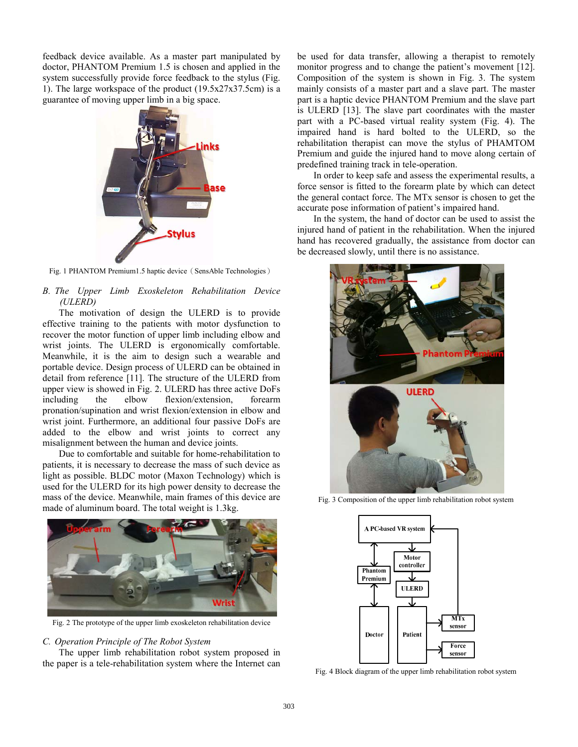feedback device available. As a master part manipulated by doctor, PHANTOM Premium 1.5 is chosen and applied in the system successfully provide force feedback to the stylus (Fig. 1). The large workspace of the product (19.5x27x37.5cm) is a guarantee of moving upper limb in a big space.

Fig. 1 PHANTOM Premium1.5 haptic device（SensAble Technologies）

### *B. The Upper Limb Exoskeleton Rehabilitation Device (ULERD)*

The motivation of design the ULERD is to provide effective training to the patients with motor dysfunction to recover the motor function of upper limb including elbow and wrist joints. The ULERD is ergonomically comfortable. Meanwhile, it is the aim to design such a wearable and portable device. Design process of ULERD can be obtained in detail from reference [11]. The structure of the ULERD from upper view is showed in Fig. 2. ULERD has three active DoFs including the elbow flexion/extension, forearm pronation/supination and wrist flexion/extension in elbow and wrist joint. Furthermore, an additional four passive DoFs are added to the elbow and wrist joints to correct any misalignment between the human and device joints.

Due to comfortable and suitable for home-rehabilitation to patients, it is necessary to decrease the mass of such device as light as possible. BLDC motor (Maxon Technology) which is used for the ULERD for its high power density to decrease the mass of the device. Meanwhile, main frames of this device are made of aluminum board. The total weight is 1.3kg.

Fig. 2 The prototype of the upper limb exoskeleton rehabilitation device

### *C. Operation Principle of The Robot System*

The upper limb rehabilitation robot system proposed in the paper is a tele-rehabilitation system where the Internet can be used for data transfer, allowing a therapist to remotely monitor progress and to change the patient's movement [12]. Composition of the system is shown in Fig. 3. The system mainly consists of a master part and a slave part. The master part is a haptic device PHANTOM Premium and the slave part is ULERD [13]. The slave part coordinates with the master part with a PC-based virtual reality system (Fig. 4). The impaired hand is hard bolted to the ULERD, so the rehabilitation therapist can move the stylus of PHAMTOM Premium and guide the injured hand to move along certain of predefined training track in tele-operation.

In order to keep safe and assess the experimental results, a force sensor is fitted to the forearm plate by which can detect the general contact force. The MTx sensor is chosen to get the accurate pose information of patient's impaired hand.

In the system, the hand of doctor can be used to assist the injured hand of patient in the rehabilitation. When the injured hand has recovered gradually, the assistance from doctor can be decreased slowly, until there is no assistance.

Fig. 3 Composition of the upper limb rehabilitation robot system

Fig. 4 Block diagram of the upper limb rehabilitation robot system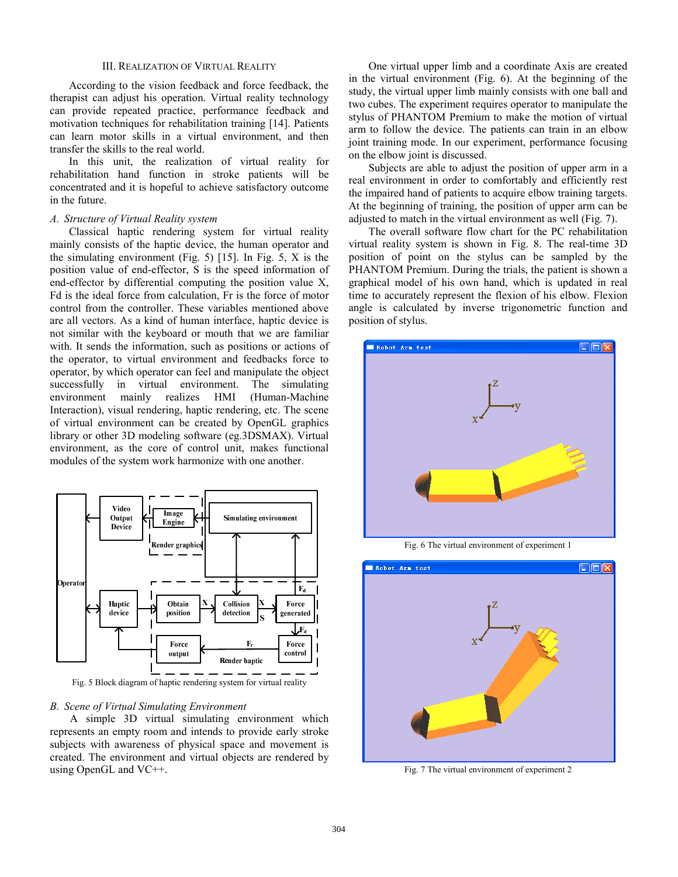## III. Realization of Virtual Reality

According to the vision feedback and force feedback, the therapist can adjust his operation. Virtual reality technology can provide repeated practice, performance feedback and motivation techniques for rehabilitation training [14]. Patients can learn motor skills in a virtual environment, and then transfer the skills to the real world.

In this unit, the realization of virtual reality for rehabilitation hand function in stroke patients will be concentrated and it is hopeful to achieve satisfactory outcome in the future.

### *A. Structure of Virtual Reality system*

Classical haptic rendering system for virtual reality mainly consists of the haptic device, the human operator and the simulating environment (Fig. 5) [15]. In Fig. 5, X is the position value of end-effector, S is the speed information of end-effector by differential computing the position value X, Fd is the ideal force from calculation, Fr is the force of motor control from the controller. These variables mentioned above are all vectors. As a kind of human interface, haptic device is not similar with the keyboard or mouth that we are familiar with. It sends the information, such as positions or actions of the operator, to virtual environment and feedbacks force to operator, by which operator can feel and manipulate the object successfully in virtual environment. The simulating environment mainly realizes HMI (Human-Machine Interaction), visual rendering, haptic rendering, etc. The scene of virtual environment can be created by OpenGL graphics library or other 3D modeling software (eg.3DSMAX). Virtual environment, as the core of control unit, makes functional modules of the system work harmonize with one another.

Fig. 5 Block diagram of haptic rendering system for virtual reality

### *B. Scene of Virtual Simulating Environment*

A simple 3D virtual simulating environment which represents an empty room and intends to provide early stroke subjects with awareness of physical space and movement is created. The environment and virtual objects are rendered by using OpenGL and VC++.

One virtual upper limb and a coordinate Axis are created in the virtual environment (Fig. 6). At the beginning of the study, the virtual upper limb mainly consists with one ball and two cubes. The experiment requires operator to manipulate the stylus of PHANTOM Premium to make the motion of virtual arm to follow the device. The patients can train in an elbow joint training mode. In our experiment, performance focusing on the elbow joint is discussed.

Subjects are able to adjust the position of upper arm in a real environment in order to comfortably and efficiently rest the impaired hand of patients to acquire elbow training targets. At the beginning of training, the position of upper arm can be adjusted to match in the virtual environment as well (Fig. 7).

The overall software flow chart for the PC rehabilitation virtual reality system is shown in Fig. 8. The real-time 3D position of point on the stylus can be sampled by the PHANTOM Premium. During the trials, the patient is shown a graphical model of his own hand, which is updated in real time to accurately represent the flexion of his elbow. Flexion angle is calculated by inverse trigonometric function and position of stylus.

Fig. 6 The virtual environment of experiment 1

Fig. 7 The virtual environment of experiment 2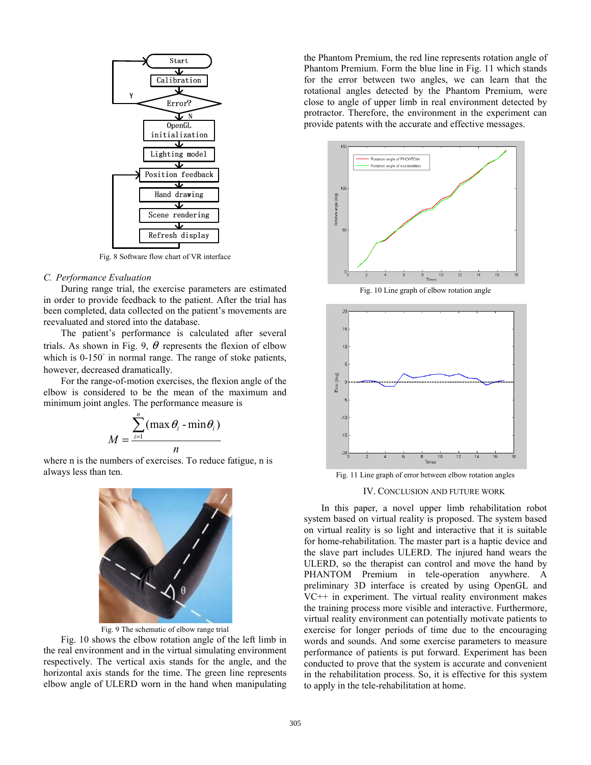Fig. 8 Software flow chart of VR interface

### C. Performance Evaluation

During range trial, the exercise parameters are estimated in order to provide feedback to the patient. After the trial has been completed, data collected on the patient's movements are reevaluated and stored into the database.

The patient's performance is calculated after several trials. As shown in Fig. 9, $\theta$ represents the flexion of elbow which is 0-150° in normal range. The range of stoke patients, however, decreased dramatically.

For the range-of-motion exercises, the flexion angle of the elbow is considered to be the mean of the maximum and minimum joint angles. The performance measure is

$$M = \frac{\sum_{i=1}^{n} (\max\theta_i - \min\theta_i)}{n}$$

where n is the numbers of exercises. To reduce fatigue, n is always less than ten.

Fig. 9 The schematic of elbow range trial

Fig. 10 shows the elbow rotation angle of the left limb in the real environment and in the virtual simulating environment respectively. The vertical axis stands for the angle, and the horizontal axis stands for the time. The green line represents elbow angle of ULERD worn in the hand when manipulating the Phantom Premium, the red line represents rotation angle of Phantom Premium. Form the blue line in Fig. 11 which stands for the error between two angles, we can learn that the rotational angles detected by the Phantom Premium, were close to angle of upper limb in real environment detected by protractor. Therefore, the environment in the experiment can provide patents with the accurate and effective messages.

Fig. 10 Line graph of elbow rotation angle

Fig. 11 Line graph of error between elbow rotation angles

## IV. Conclusion and Future Work

In this paper, a novel upper limb rehabilitation robot system based on virtual reality is proposed. The system based on virtual reality is so light and interactive that it is suitable for home-rehabilitation. The master part is a haptic device and the slave part includes ULERD. The injured hand wears the ULERD, so the therapist can control and move the hand by PHANTOM Premium in tele-operation anywhere. A preliminary 3D interface is created by using OpenGL and VC++ in experiment. The virtual reality environment makes the training process more visible and interactive. Furthermore, virtual reality environment can potentially motivate patients to exercise for longer periods of time due to the encouraging words and sounds. And some exercise parameters to measure performance of patients is put forward. Experiment has been conducted to prove that the system is accurate and convenient in the rehabilitation process. So, it is effective for this system to apply in the tele-rehabilitation at home.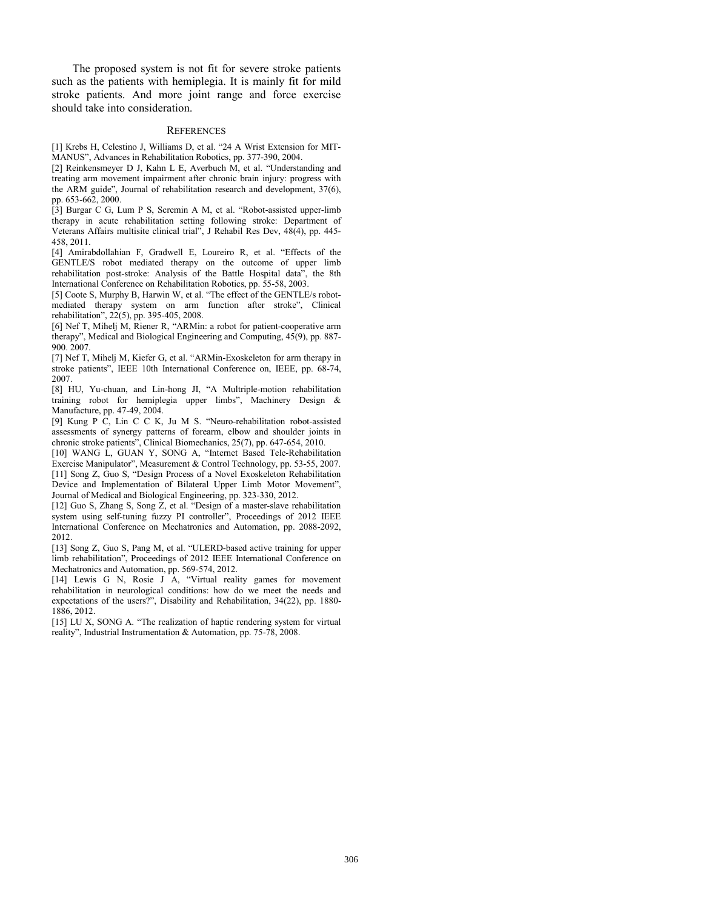The proposed system is not fit for severe stroke patients such as the patients with hemiplegia. It is mainly fit for mild stroke patients. And more joint range and force exercise should take into consideration.

## References

[1] Krebs H, Celestino J, Williams D, et al. "24 A Wrist Extension for MIT-MANUS", Advances in Rehabilitation Robotics, pp. 377-390, 2004.

[2] Reinkensmeyer D J, Kahn L E, Averbuch M, et al. "Understanding and treating arm movement impairment after chronic brain injury: progress with the ARM guide", Journal of rehabilitation research and development, 37(6), pp. 653-662, 2000.

[3] Burgar C G, Lum P S, Scremin A M, et al. "Robot-assisted upper-limb therapy in acute rehabilitation setting following stroke: Department of Veterans Affairs multisite clinical trial", J Rehabil Res Dev, 48(4), pp. 445-458, 2011.

[4] Amirabdollahian F, Gradwell E, Loureiro R, et al. "Effects of the GENTLE/S robot mediated therapy on the outcome of upper limb rehabilitation post-stroke: Analysis of the Battle Hospital data", the 8th International Conference on Rehabilitation Robotics, pp. 55-58, 2003.

[5] Coote S, Murphy B, Harwin W, et al. "The effect of the GENTLE/s robot-mediated therapy system on arm function after stroke", Clinical rehabilitation", 22(5), pp. 395-405, 2008.

[6] Nef T, Mihelj M, Riener R, "ARMin: a robot for patient-cooperative arm therapy", Medical and Biological Engineering and Computing, 45(9), pp. 887-900. 2007.

[7] Nef T, Mihelj M, Kiefer G, et al. "ARMin-Exoskeleton for arm therapy in stroke patients", IEEE 10th International Conference on, IEEE, pp. 68-74, 2007.

[8] HU, Yu-chuan, and Lin-hong JI, "A Multriple-motion rehabilitation training robot for hemiplegia upper limbs", Machinery Design & Manufacture, pp. 47-49, 2004.

[9] Kung P C, Lin C C K, Ju M S. "Neuro-rehabilitation robot-assisted assessments of synergy patterns of forearm, elbow and shoulder joints in chronic stroke patients", Clinical Biomechanics, 25(7), pp. 647-654, 2010.

[10] WANG L, GUAN Y, SONG A, "Internet Based Tele-Rehabilitation Exercise Manipulator", Measurement & Control Technology, pp. 53-55, 2007.

[11] Song Z, Guo S, "Design Process of a Novel Exoskeleton Rehabilitation Device and Implementation of Bilateral Upper Limb Motor Movement", Journal of Medical and Biological Engineering, pp. 323-330, 2012.

[12] Guo S, Zhang S, Song Z, et al. "Design of a master-slave rehabilitation system using self-tuning fuzzy PI controller", Proceedings of 2012 IEEE International Conference on Mechatronics and Automation, pp. 2088-2092, 2012.

[13] Song Z, Guo S, Pang M, et al. "ULERD-based active training for upper limb rehabilitation", Proceedings of 2012 IEEE International Conference on Mechatronics and Automation, pp. 569-574, 2012.

[14] Lewis G N, Rosie J A, "Virtual reality games for movement rehabilitation in neurological conditions: how do we meet the needs and expectations of the users?", Disability and Rehabilitation, 34(22), pp. 1880-1886, 2012.

[15] LU X, SONG A. "The realization of haptic rendering system for virtual reality", Industrial Instrumentation & Automation, pp. 75-78, 2008.